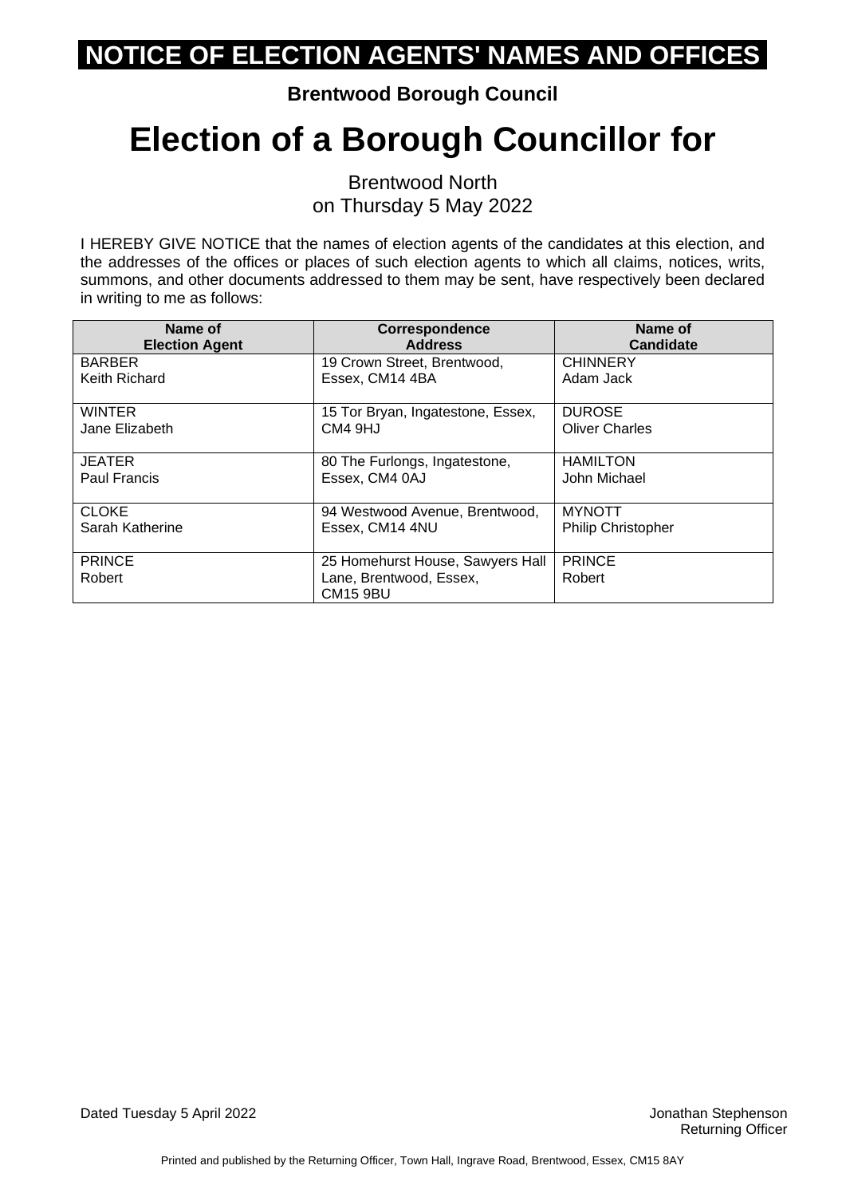# NOTICE OF ELECTION AGENTS' NAMES AND OFFICES

**Brentwood Borough Council**

# Election of a Borough Councillor for

Brentwood North
on Thursday 5 May 2022

I HEREBY GIVE NOTICE that the names of election agents of the candidates at this election, and the addresses of the offices or places of such election agents to which all claims, notices, writs, summons, and other documents addressed to them may be sent, have respectively been declared in writing to me as follows:

| Name of Election Agent | Correspondence Address | Name of Candidate |
|---|---|---|
| BARBER Keith Richard | 19 Crown Street, Brentwood, Essex, CM14 4BA | CHINNERY Adam Jack |
| WINTER Jane Elizabeth | 15 Tor Bryan, Ingatestone, Essex, CM4 9HJ | DUROSE Oliver Charles |
| JEATER Paul Francis | 80 The Furlongs, Ingatestone, Essex, CM4 0AJ | HAMILTON John Michael |
| CLOKE Sarah Katherine | 94 Westwood Avenue, Brentwood, Essex, CM14 4NU | MYNOTT Philip Christopher |
| PRINCE Robert | 25 Homehurst House, Sawyers Hall Lane, Brentwood, Essex, CM15 9BU | PRINCE Robert |

Dated Tuesday 5 April 2022

Jonathan Stephenson
Returning Officer

Printed and published by the Returning Officer, Town Hall, Ingrave Road, Brentwood, Essex, CM15 8AY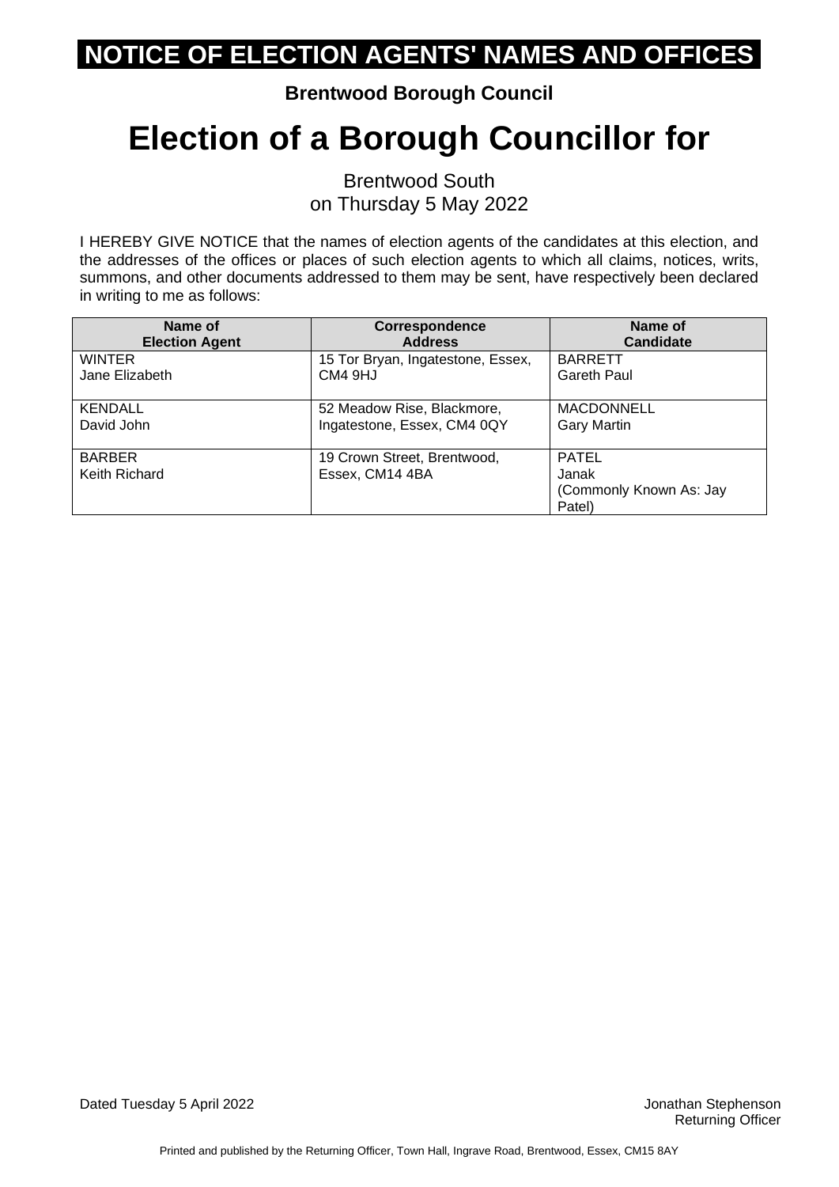# NOTICE OF ELECTION AGENTS' NAMES AND OFFICES

**Brentwood Borough Council**

# Election of a Borough Councillor for

Brentwood South
on Thursday 5 May 2022

I HEREBY GIVE NOTICE that the names of election agents of the candidates at this election, and the addresses of the offices or places of such election agents to which all claims, notices, writs, summons, and other documents addressed to them may be sent, have respectively been declared in writing to me as follows:

| Name of Election Agent | Correspondence Address | Name of Candidate |
|---|---|---|
| WINTER<br>Jane Elizabeth | 15 Tor Bryan, Ingatestone, Essex, CM4 9HJ | BARRETT<br>Gareth Paul |
| KENDALL<br>David John | 52 Meadow Rise, Blackmore, Ingatestone, Essex, CM4 0QY | MACDONNELL<br>Gary Martin |
| BARBER<br>Keith Richard | 19 Crown Street, Brentwood, Essex, CM14 4BA | PATEL<br>Janak<br>(Commonly Known As: Jay Patel) |

Dated Tuesday 5 April 2022

Jonathan Stephenson
Returning Officer

Printed and published by the Returning Officer, Town Hall, Ingrave Road, Brentwood, Essex, CM15 8AY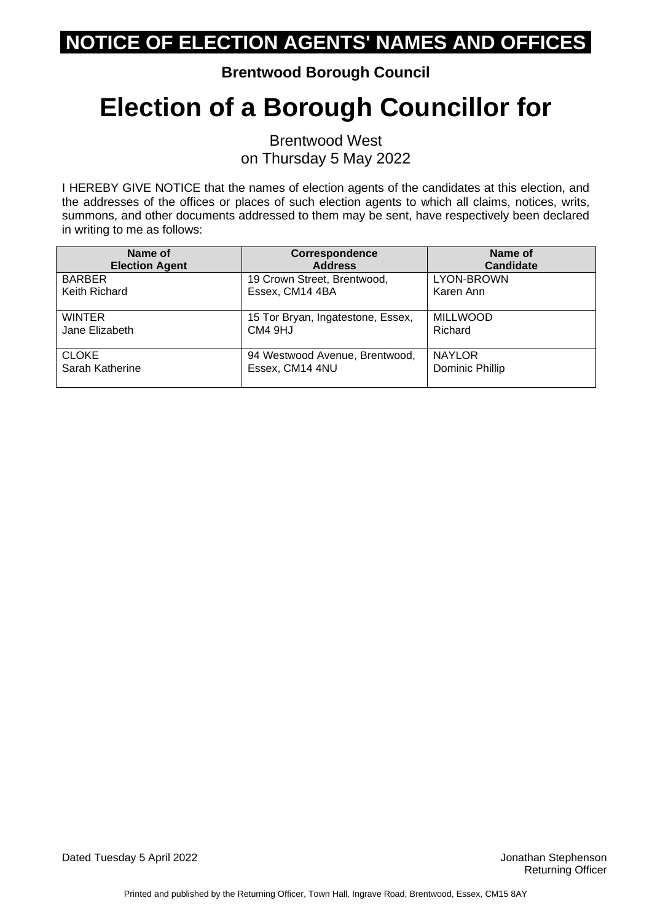# NOTICE OF ELECTION AGENTS' NAMES AND OFFICES

**Brentwood Borough Council**

# Election of a Borough Councillor for

Brentwood West
on Thursday 5 May 2022

I HEREBY GIVE NOTICE that the names of election agents of the candidates at this election, and the addresses of the offices or places of such election agents to which all claims, notices, writs, summons, and other documents addressed to them may be sent, have respectively been declared in writing to me as follows:

| Name of Election Agent | Correspondence Address | Name of Candidate |
|---|---|---|
| BARBER Keith Richard | 19 Crown Street, Brentwood, Essex, CM14 4BA | LYON-BROWN Karen Ann |
| WINTER Jane Elizabeth | 15 Tor Bryan, Ingatestone, Essex, CM4 9HJ | MILLWOOD Richard |
| CLOKE Sarah Katherine | 94 Westwood Avenue, Brentwood, Essex, CM14 4NU | NAYLOR Dominic Phillip |

Dated Tuesday 5 April 2022

Jonathan Stephenson
Returning Officer

Printed and published by the Returning Officer, Town Hall, Ingrave Road, Brentwood, Essex, CM15 8AY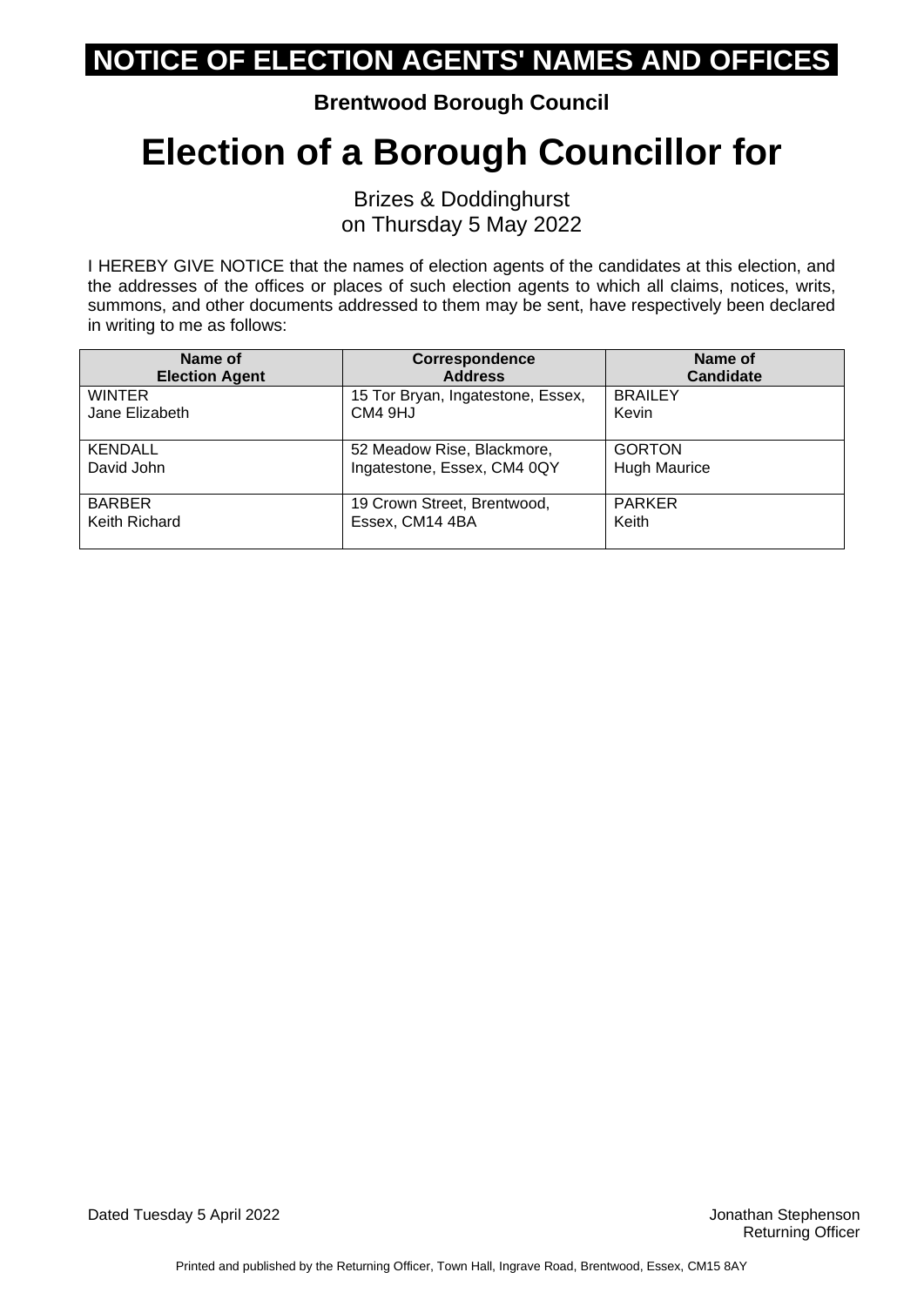# NOTICE OF ELECTION AGENTS' NAMES AND OFFICES

**Brentwood Borough Council**

# Election of a Borough Councillor for

Brizes & Doddinghurst
on Thursday 5 May 2022

I HEREBY GIVE NOTICE that the names of election agents of the candidates at this election, and the addresses of the offices or places of such election agents to which all claims, notices, writs, summons, and other documents addressed to them may be sent, have respectively been declared in writing to me as follows:

| Name of Election Agent | Correspondence Address | Name of Candidate |
|---|---|---|
| WINTER<br>Jane Elizabeth | 15 Tor Bryan, Ingatestone, Essex, CM4 9HJ | BRAILEY<br>Kevin |
| KENDALL<br>David John | 52 Meadow Rise, Blackmore, Ingatestone, Essex, CM4 0QY | GORTON<br>Hugh Maurice |
| BARBER<br>Keith Richard | 19 Crown Street, Brentwood, Essex, CM14 4BA | PARKER<br>Keith |

Dated Tuesday 5 April 2022

Jonathan Stephenson
Returning Officer

Printed and published by the Returning Officer, Town Hall, Ingrave Road, Brentwood, Essex, CM15 8AY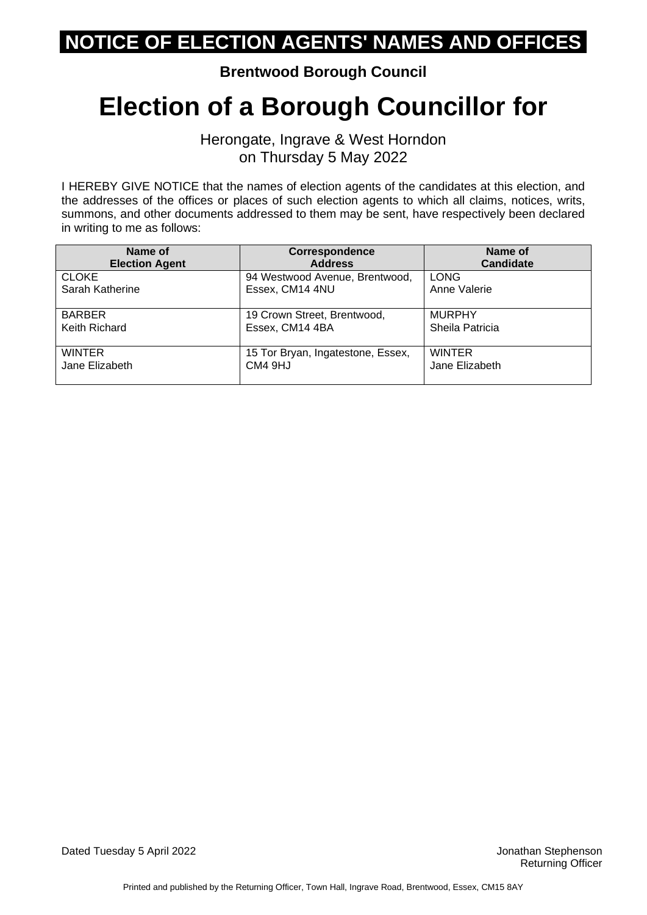# NOTICE OF ELECTION AGENTS' NAMES AND OFFICES

**Brentwood Borough Council**

# Election of a Borough Councillor for

Herongate, Ingrave & West Horndon
on Thursday 5 May 2022

I HEREBY GIVE NOTICE that the names of election agents of the candidates at this election, and the addresses of the offices or places of such election agents to which all claims, notices, writs, summons, and other documents addressed to them may be sent, have respectively been declared in writing to me as follows:

| Name of Election Agent | Correspondence Address | Name of Candidate |
|---|---|---|
| CLOKE Sarah Katherine | 94 Westwood Avenue, Brentwood, Essex, CM14 4NU | LONG Anne Valerie |
| BARBER Keith Richard | 19 Crown Street, Brentwood, Essex, CM14 4BA | MURPHY Sheila Patricia |
| WINTER Jane Elizabeth | 15 Tor Bryan, Ingatestone, Essex, CM4 9HJ | WINTER Jane Elizabeth |

Dated Tuesday 5 April 2022

Jonathan Stephenson
Returning Officer

Printed and published by the Returning Officer, Town Hall, Ingrave Road, Brentwood, Essex, CM15 8AY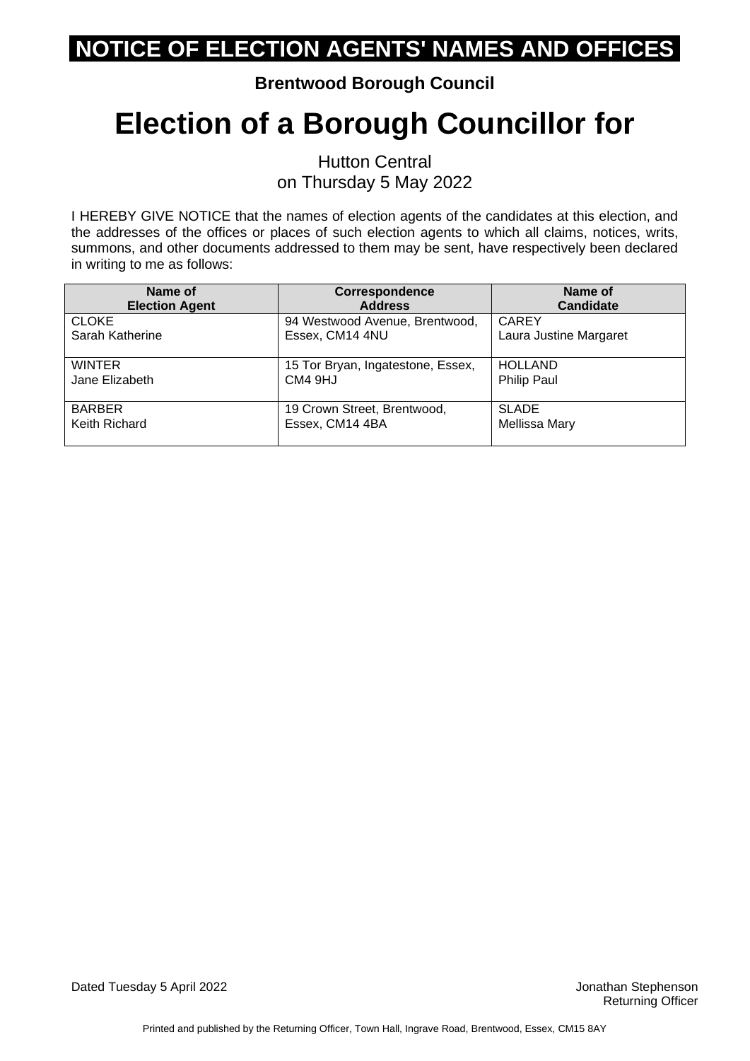# NOTICE OF ELECTION AGENTS' NAMES AND OFFICES

**Brentwood Borough Council**

# Election of a Borough Councillor for

Hutton Central
on Thursday 5 May 2022

I HEREBY GIVE NOTICE that the names of election agents of the candidates at this election, and the addresses of the offices or places of such election agents to which all claims, notices, writs, summons, and other documents addressed to them may be sent, have respectively been declared in writing to me as follows:

| Name of Election Agent | Correspondence Address | Name of Candidate |
|---|---|---|
| CLOKE Sarah Katherine | 94 Westwood Avenue, Brentwood, Essex, CM14 4NU | CAREY Laura Justine Margaret |
| WINTER Jane Elizabeth | 15 Tor Bryan, Ingatestone, Essex, CM4 9HJ | HOLLAND Philip Paul |
| BARBER Keith Richard | 19 Crown Street, Brentwood, Essex, CM14 4BA | SLADE Mellissa Mary |

Dated Tuesday 5 April 2022

Jonathan Stephenson
Returning Officer

Printed and published by the Returning Officer, Town Hall, Ingrave Road, Brentwood, Essex, CM15 8AY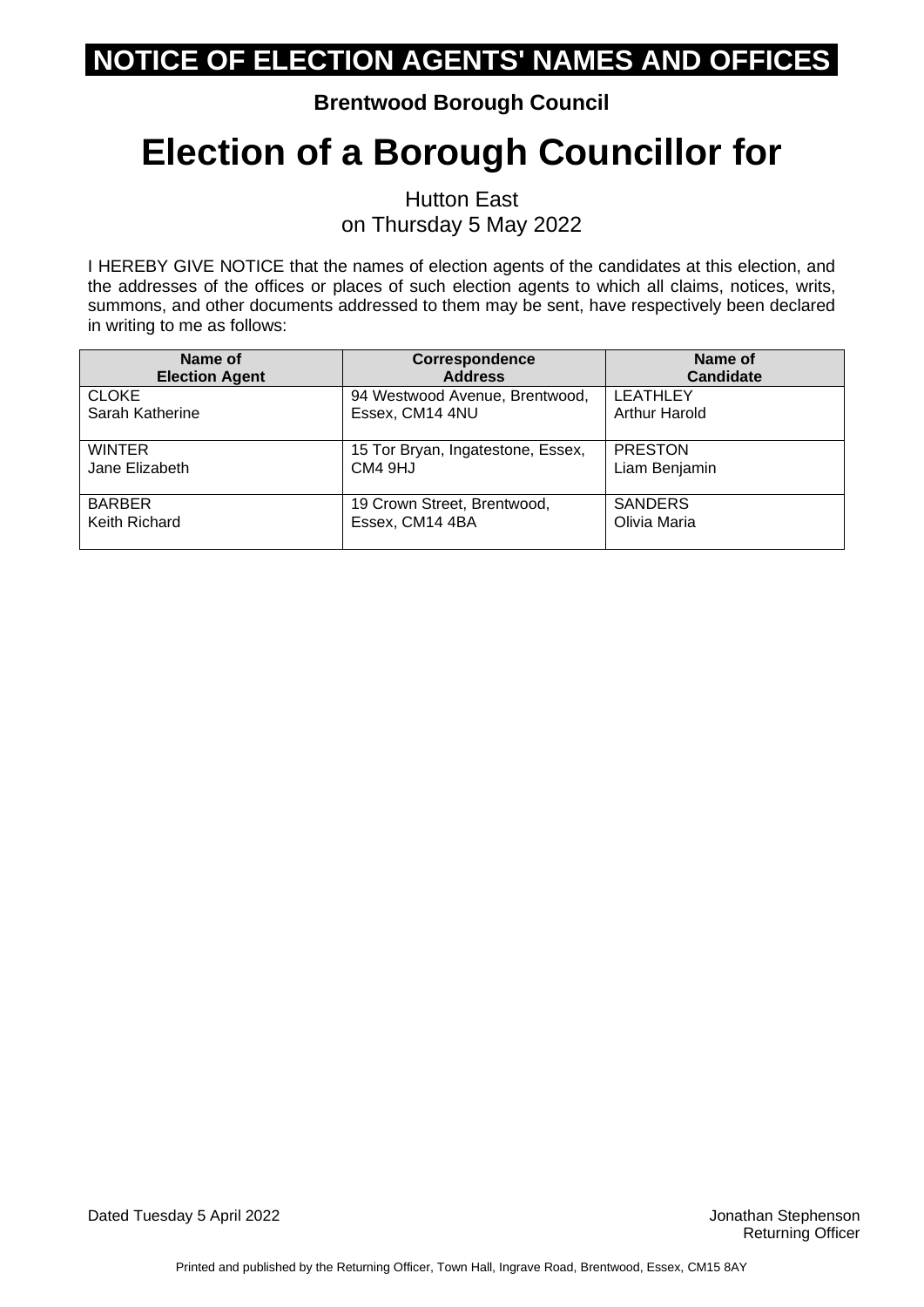# NOTICE OF ELECTION AGENTS' NAMES AND OFFICES

**Brentwood Borough Council**

# Election of a Borough Councillor for

Hutton East
on Thursday 5 May 2022

I HEREBY GIVE NOTICE that the names of election agents of the candidates at this election, and the addresses of the offices or places of such election agents to which all claims, notices, writs, summons, and other documents addressed to them may be sent, have respectively been declared in writing to me as follows:

| Name of Election Agent | Correspondence Address | Name of Candidate |
|---|---|---|
| CLOKE Sarah Katherine | 94 Westwood Avenue, Brentwood, Essex, CM14 4NU | LEATHLEY Arthur Harold |
| WINTER Jane Elizabeth | 15 Tor Bryan, Ingatestone, Essex, CM4 9HJ | PRESTON Liam Benjamin |
| BARBER Keith Richard | 19 Crown Street, Brentwood, Essex, CM14 4BA | SANDERS Olivia Maria |

Dated Tuesday 5 April 2022

Jonathan Stephenson
Returning Officer

Printed and published by the Returning Officer, Town Hall, Ingrave Road, Brentwood, Essex, CM15 8AY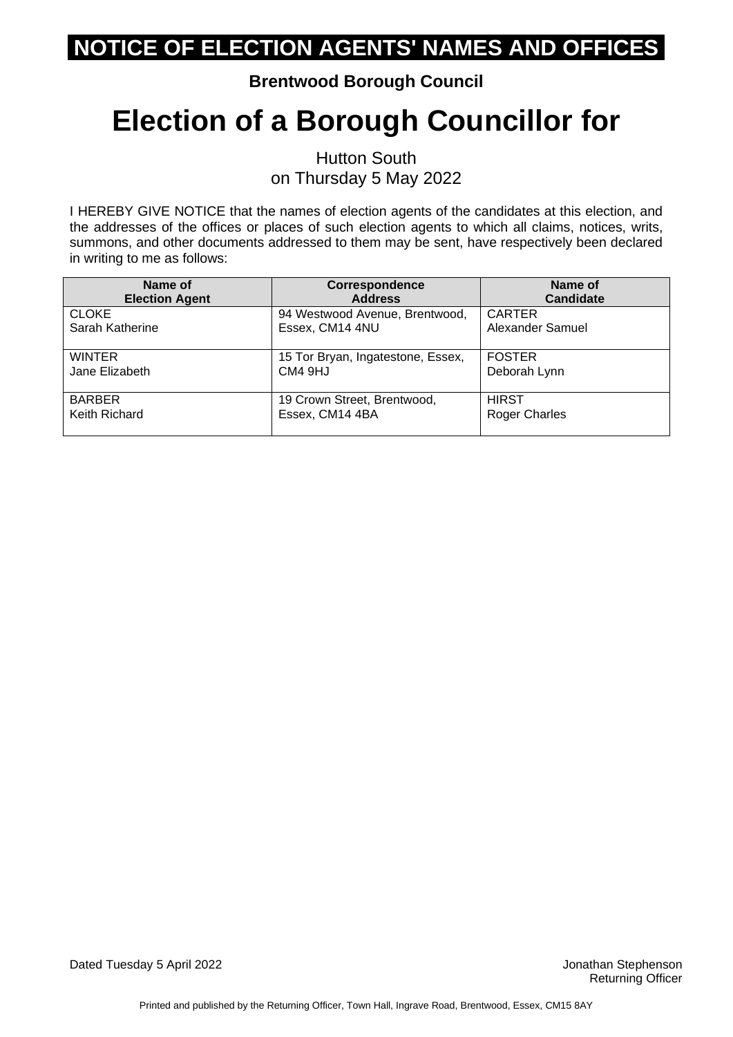# NOTICE OF ELECTION AGENTS' NAMES AND OFFICES

**Brentwood Borough Council**

# Election of a Borough Councillor for

Hutton South
on Thursday 5 May 2022

I HEREBY GIVE NOTICE that the names of election agents of the candidates at this election, and the addresses of the offices or places of such election agents to which all claims, notices, writs, summons, and other documents addressed to them may be sent, have respectively been declared in writing to me as follows:

| Name of Election Agent | Correspondence Address | Name of Candidate |
|---|---|---|
| CLOKE Sarah Katherine | 94 Westwood Avenue, Brentwood, Essex, CM14 4NU | CARTER Alexander Samuel |
| WINTER Jane Elizabeth | 15 Tor Bryan, Ingatestone, Essex, CM4 9HJ | FOSTER Deborah Lynn |
| BARBER Keith Richard | 19 Crown Street, Brentwood, Essex, CM14 4BA | HIRST Roger Charles |

Dated Tuesday 5 April 2022

Jonathan Stephenson
Returning Officer

Printed and published by the Returning Officer, Town Hall, Ingrave Road, Brentwood, Essex, CM15 8AY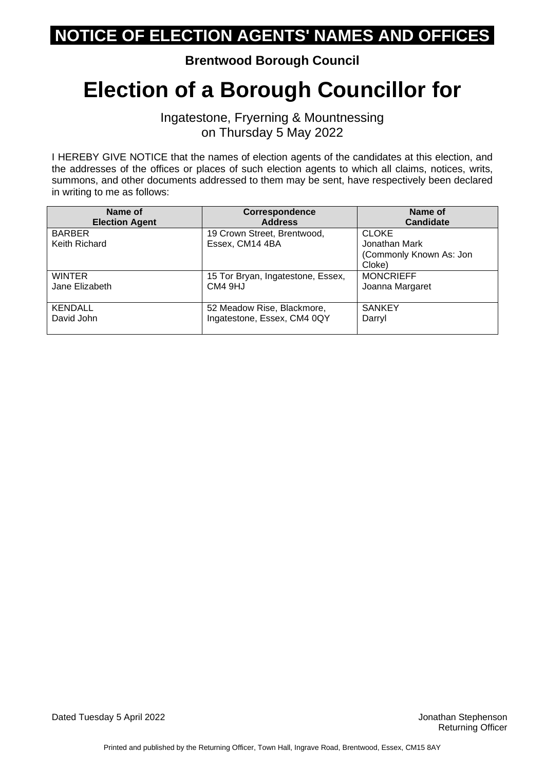# NOTICE OF ELECTION AGENTS' NAMES AND OFFICES

**Brentwood Borough Council**

# Election of a Borough Councillor for

Ingatestone, Fryerning & Mountnessing
on Thursday 5 May 2022

I HEREBY GIVE NOTICE that the names of election agents of the candidates at this election, and the addresses of the offices or places of such election agents to which all claims, notices, writs, summons, and other documents addressed to them may be sent, have respectively been declared in writing to me as follows:

| Name of Election Agent | Correspondence Address | Name of Candidate |
|---|---|---|
| BARBER<br>Keith Richard | 19 Crown Street, Brentwood, Essex, CM14 4BA | CLOKE<br>Jonathan Mark<br>(Commonly Known As: Jon Cloke) |
| WINTER<br>Jane Elizabeth | 15 Tor Bryan, Ingatestone, Essex, CM4 9HJ | MONCRIEFF<br>Joanna Margaret |
| KENDALL<br>David John | 52 Meadow Rise, Blackmore, Ingatestone, Essex, CM4 0QY | SANKEY<br>Darryl |

Dated Tuesday 5 April 2022

Jonathan Stephenson
Returning Officer

Printed and published by the Returning Officer, Town Hall, Ingrave Road, Brentwood, Essex, CM15 8AY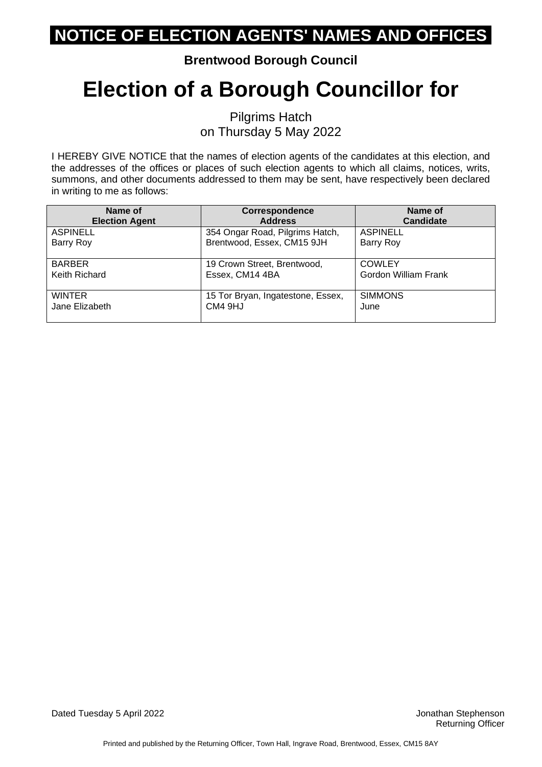# NOTICE OF ELECTION AGENTS' NAMES AND OFFICES

**Brentwood Borough Council**

# Election of a Borough Councillor for

Pilgrims Hatch
on Thursday 5 May 2022

I HEREBY GIVE NOTICE that the names of election agents of the candidates at this election, and the addresses of the offices or places of such election agents to which all claims, notices, writs, summons, and other documents addressed to them may be sent, have respectively been declared in writing to me as follows:

| Name of Election Agent | Correspondence Address | Name of Candidate |
|---|---|---|
| ASPINELL Barry Roy | 354 Ongar Road, Pilgrims Hatch, Brentwood, Essex, CM15 9JH | ASPINELL Barry Roy |
| BARBER Keith Richard | 19 Crown Street, Brentwood, Essex, CM14 4BA | COWLEY Gordon William Frank |
| WINTER Jane Elizabeth | 15 Tor Bryan, Ingatestone, Essex, CM4 9HJ | SIMMONS June |

Dated Tuesday 5 April 2022

Jonathan Stephenson
Returning Officer

Printed and published by the Returning Officer, Town Hall, Ingrave Road, Brentwood, Essex, CM15 8AY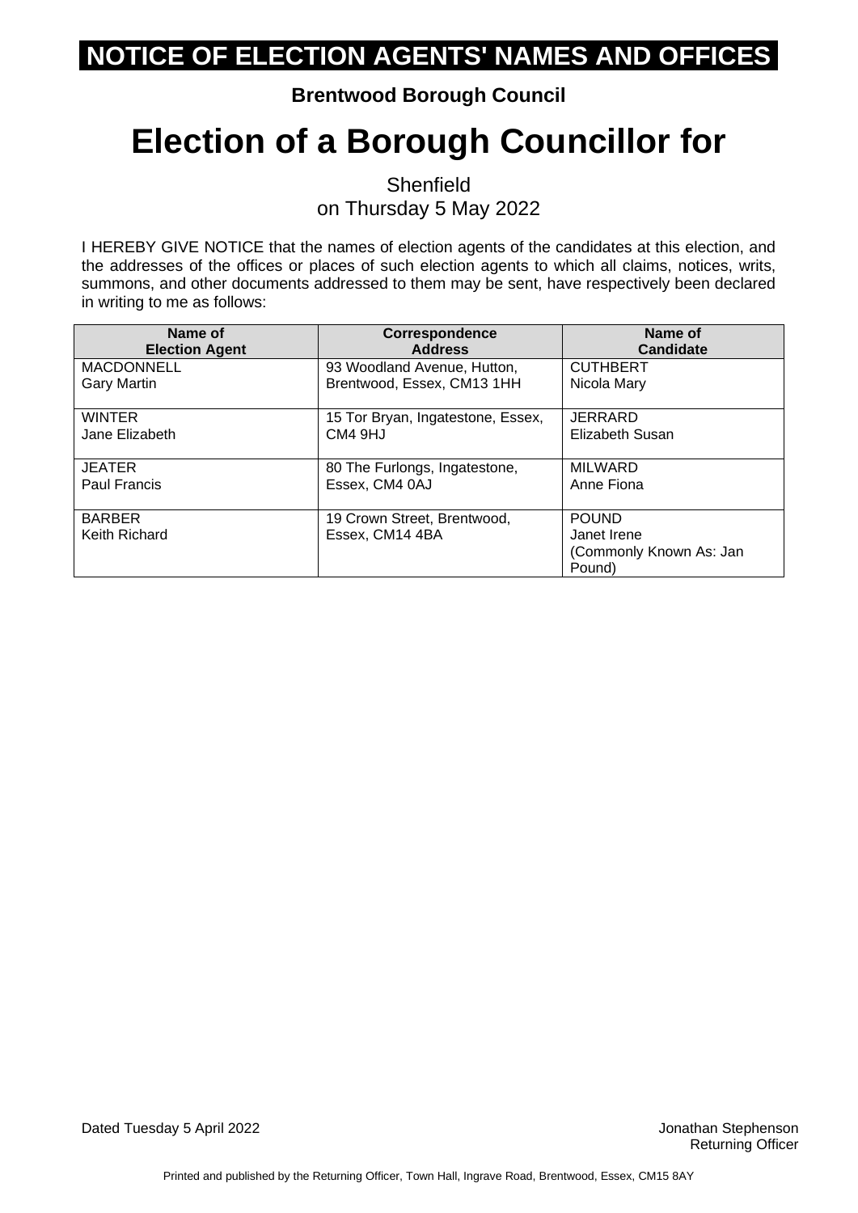# NOTICE OF ELECTION AGENTS' NAMES AND OFFICES

**Brentwood Borough Council**

# Election of a Borough Councillor for

Shenfield
on Thursday 5 May 2022

I HEREBY GIVE NOTICE that the names of election agents of the candidates at this election, and the addresses of the offices or places of such election agents to which all claims, notices, writs, summons, and other documents addressed to them may be sent, have respectively been declared in writing to me as follows:

| Name of Election Agent | Correspondence Address | Name of Candidate |
|---|---|---|
| MACDONNELL Gary Martin | 93 Woodland Avenue, Hutton, Brentwood, Essex, CM13 1HH | CUTHBERT Nicola Mary |
| WINTER Jane Elizabeth | 15 Tor Bryan, Ingatestone, Essex, CM4 9HJ | JERRARD Elizabeth Susan |
| JEATER Paul Francis | 80 The Furlongs, Ingatestone, Essex, CM4 0AJ | MILWARD Anne Fiona |
| BARBER Keith Richard | 19 Crown Street, Brentwood, Essex, CM14 4BA | POUND Janet Irene (Commonly Known As: Jan Pound) |

Dated Tuesday 5 April 2022

Jonathan Stephenson
Returning Officer

Printed and published by the Returning Officer, Town Hall, Ingrave Road, Brentwood, Essex, CM15 8AY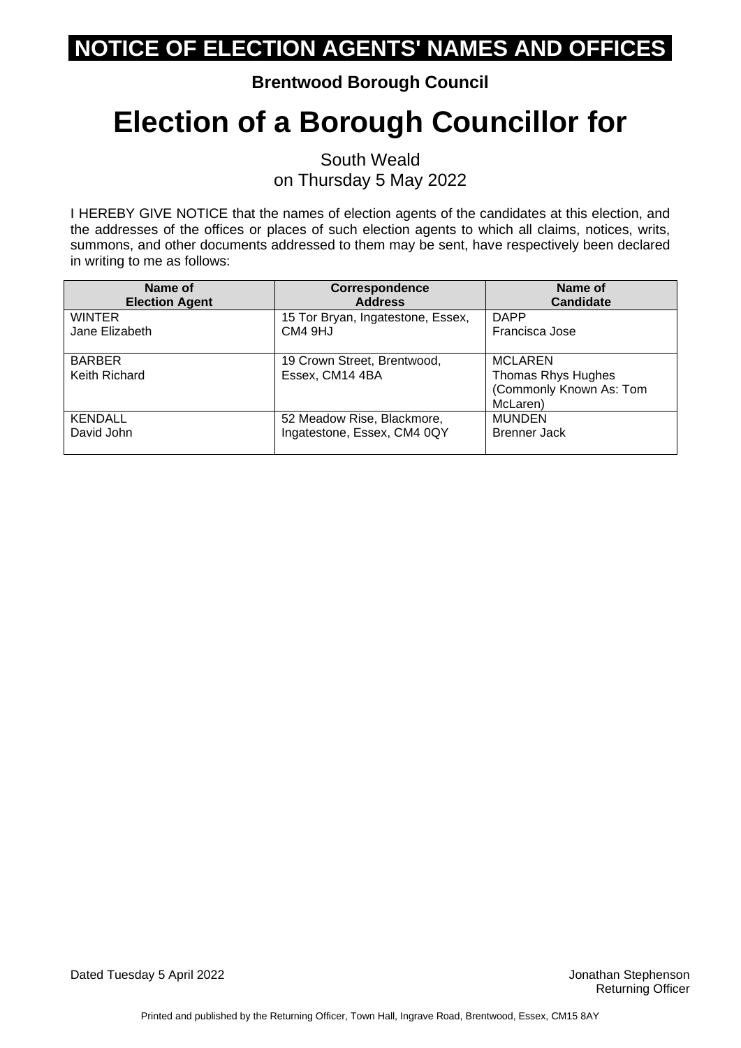# NOTICE OF ELECTION AGENTS' NAMES AND OFFICES

**Brentwood Borough Council**

# Election of a Borough Councillor for

South Weald
on Thursday 5 May 2022

I HEREBY GIVE NOTICE that the names of election agents of the candidates at this election, and the addresses of the offices or places of such election agents to which all claims, notices, writs, summons, and other documents addressed to them may be sent, have respectively been declared in writing to me as follows:

| Name of Election Agent | Correspondence Address | Name of Candidate |
|---|---|---|
| WINTER<br>Jane Elizabeth | 15 Tor Bryan, Ingatestone, Essex, CM4 9HJ | DAPP<br>Francisca Jose |
| BARBER<br>Keith Richard | 19 Crown Street, Brentwood, Essex, CM14 4BA | MCLAREN<br>Thomas Rhys Hughes<br>(Commonly Known As: Tom McLaren) |
| KENDALL<br>David John | 52 Meadow Rise, Blackmore, Ingatestone, Essex, CM4 0QY | MUNDEN<br>Brenner Jack |

Dated Tuesday 5 April 2022

Jonathan Stephenson
Returning Officer

Printed and published by the Returning Officer, Town Hall, Ingrave Road, Brentwood, Essex, CM15 8AY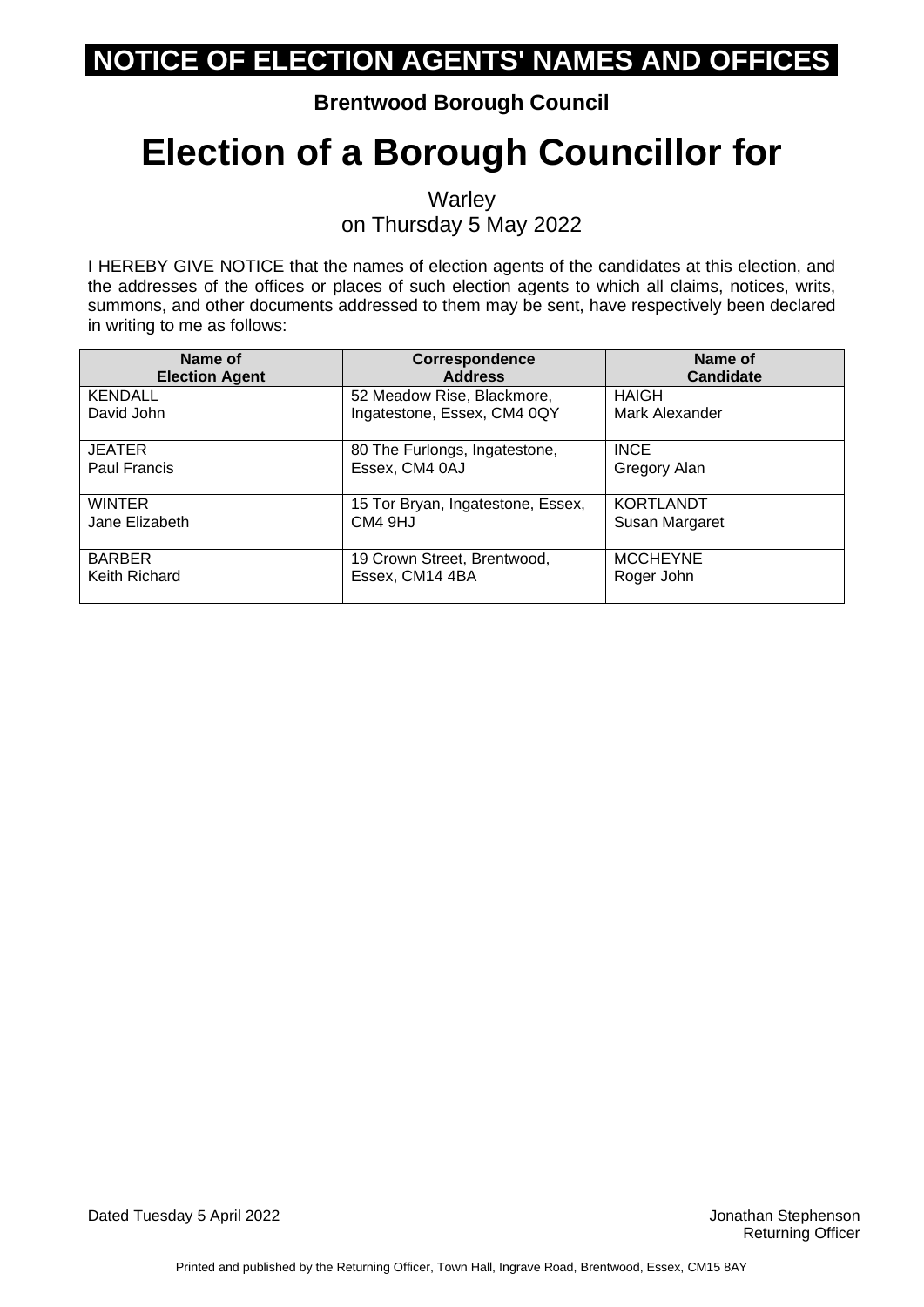# NOTICE OF ELECTION AGENTS' NAMES AND OFFICES

**Brentwood Borough Council**

# Election of a Borough Councillor for

Warley
on Thursday 5 May 2022

I HEREBY GIVE NOTICE that the names of election agents of the candidates at this election, and the addresses of the offices or places of such election agents to which all claims, notices, writs, summons, and other documents addressed to them may be sent, have respectively been declared in writing to me as follows:

| Name of Election Agent | Correspondence Address | Name of Candidate |
|---|---|---|
| KENDALL David John | 52 Meadow Rise, Blackmore, Ingatestone, Essex, CM4 0QY | HAIGH Mark Alexander |
| JEATER Paul Francis | 80 The Furlongs, Ingatestone, Essex, CM4 0AJ | INCE Gregory Alan |
| WINTER Jane Elizabeth | 15 Tor Bryan, Ingatestone, Essex, CM4 9HJ | KORTLANDT Susan Margaret |
| BARBER Keith Richard | 19 Crown Street, Brentwood, Essex, CM14 4BA | MCCHEYNE Roger John |

Dated Tuesday 5 April 2022

Jonathan Stephenson
Returning Officer

Printed and published by the Returning Officer, Town Hall, Ingrave Road, Brentwood, Essex, CM15 8AY